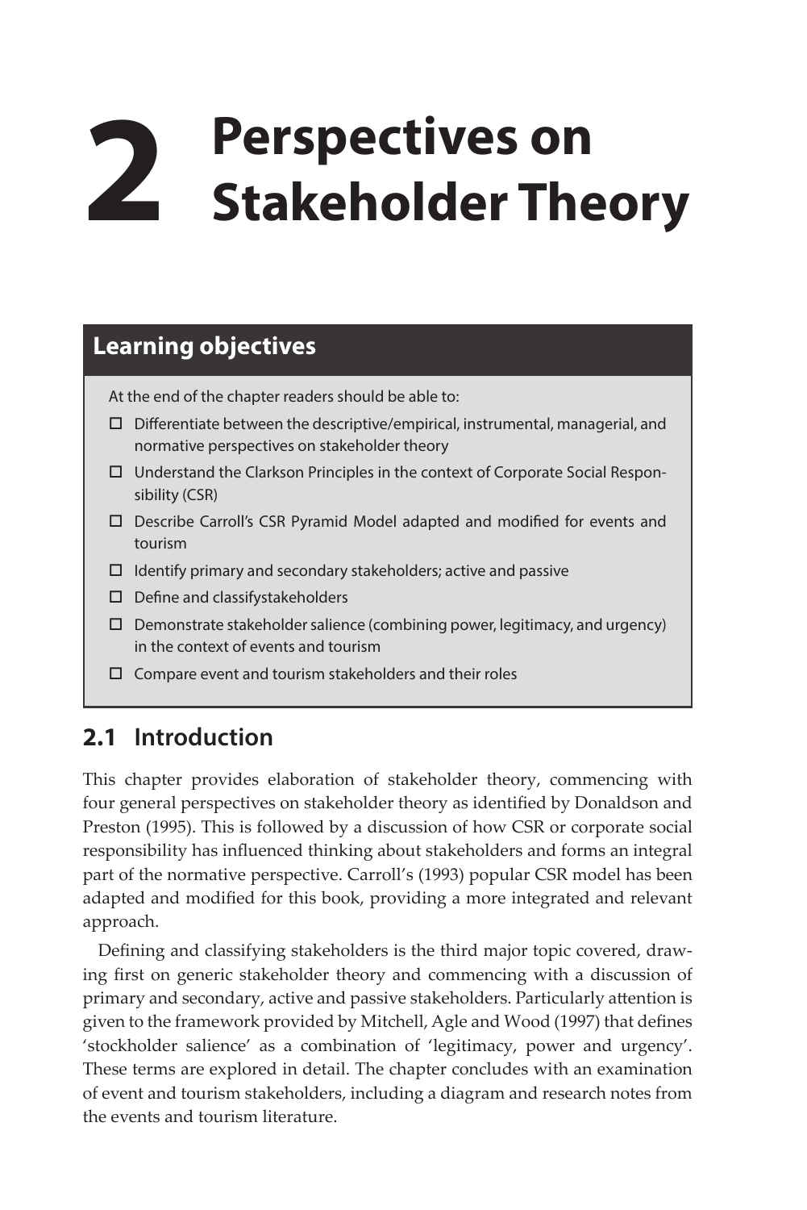# 2 Perspectives on Stakeholder Theory

## Learning objectives

At the end of the chapter readers should be able to:

- ☐ Differentiate between the descriptive/empirical, instrumental, managerial, and normative perspectives on stakeholder theory
- ☐ Understand the Clarkson Principles in the context of Corporate Social Responsibility (CSR)
- ☐ Describe Carroll's CSR Pyramid Model adapted and modified for events and tourism
- ☐ Identify primary and secondary stakeholders; active and passive
- ☐ Define and classifystakeholders
- ☐ Demonstrate stakeholder salience (combining power, legitimacy, and urgency) in the context of events and tourism
- ☐ Compare event and tourism stakeholders and their roles

## 2.1 Introduction

This chapter provides elaboration of stakeholder theory, commencing with four general perspectives on stakeholder theory as identified by Donaldson and Preston (1995). This is followed by a discussion of how CSR or corporate social responsibility has influenced thinking about stakeholders and forms an integral part of the normative perspective. Carroll's (1993) popular CSR model has been adapted and modified for this book, providing a more integrated and relevant approach.

Defining and classifying stakeholders is the third major topic covered, drawing first on generic stakeholder theory and commencing with a discussion of primary and secondary, active and passive stakeholders. Particularly attention is given to the framework provided by Mitchell, Agle and Wood (1997) that defines 'stockholder salience' as a combination of 'legitimacy, power and urgency'. These terms are explored in detail. The chapter concludes with an examination of event and tourism stakeholders, including a diagram and research notes from the events and tourism literature.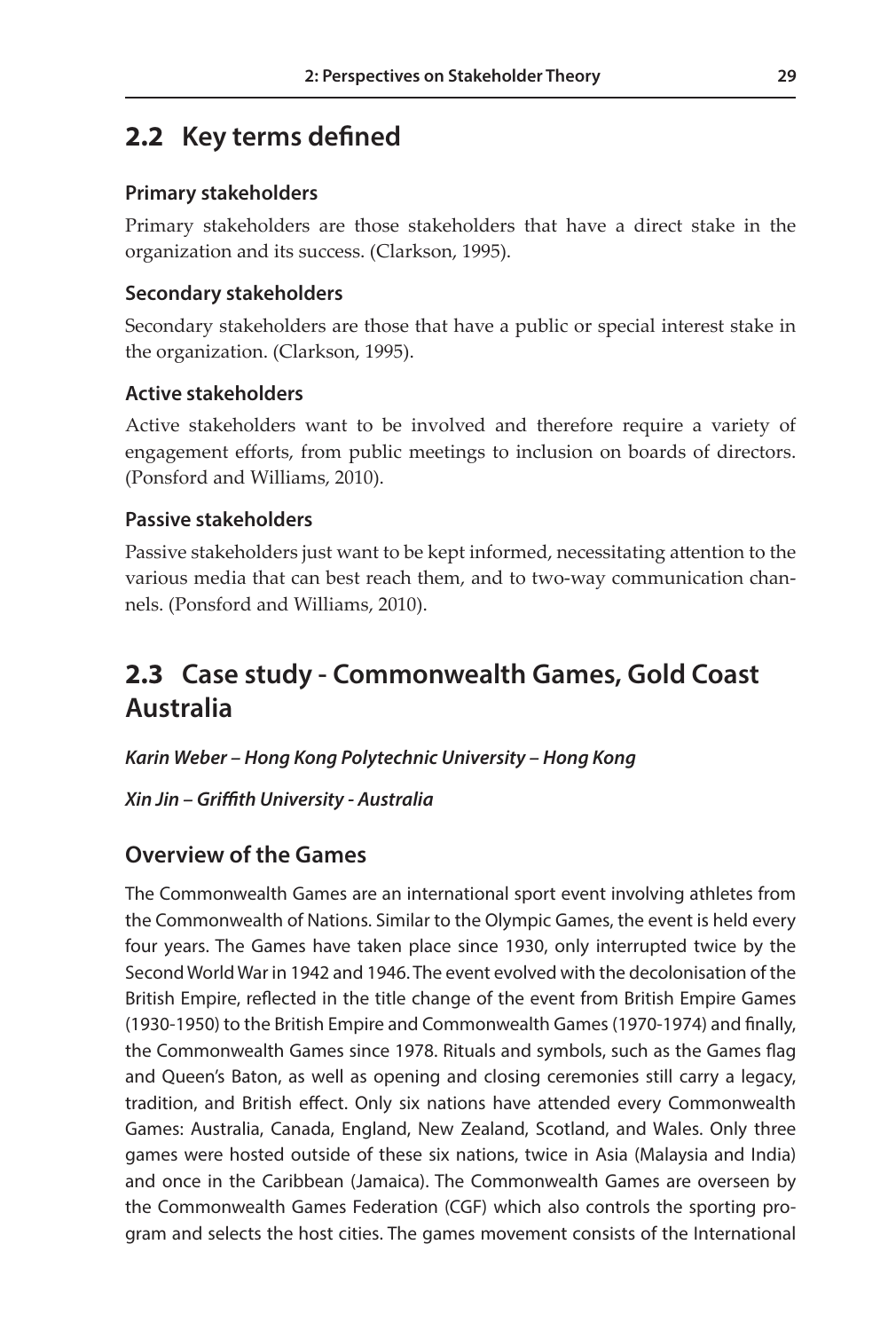## 2.2 Key terms defined

### Primary stakeholders

Primary stakeholders are those stakeholders that have a direct stake in the organization and its success. (Clarkson, 1995).

### Secondary stakeholders

Secondary stakeholders are those that have a public or special interest stake in the organization. (Clarkson, 1995).

### Active stakeholders

Active stakeholders want to be involved and therefore require a variety of engagement efforts, from public meetings to inclusion on boards of directors. (Ponsford and Williams, 2010).

### Passive stakeholders

Passive stakeholders just want to be kept informed, necessitating attention to the various media that can best reach them, and to two-way communication channels. (Ponsford and Williams, 2010).

## 2.3 Case study - Commonwealth Games, Gold Coast Australia

***Karin Weber – Hong Kong Polytechnic University – Hong Kong***

***Xin Jin – Griffith University - Australia***

### Overview of the Games

The Commonwealth Games are an international sport event involving athletes from the Commonwealth of Nations. Similar to the Olympic Games, the event is held every four years. The Games have taken place since 1930, only interrupted twice by the Second World War in 1942 and 1946. The event evolved with the decolonisation of the British Empire, reflected in the title change of the event from British Empire Games (1930-1950) to the British Empire and Commonwealth Games (1970-1974) and finally, the Commonwealth Games since 1978. Rituals and symbols, such as the Games flag and Queen's Baton, as well as opening and closing ceremonies still carry a legacy, tradition, and British effect. Only six nations have attended every Commonwealth Games: Australia, Canada, England, New Zealand, Scotland, and Wales. Only three games were hosted outside of these six nations, twice in Asia (Malaysia and India) and once in the Caribbean (Jamaica). The Commonwealth Games are overseen by the Commonwealth Games Federation (CGF) which also controls the sporting program and selects the host cities. The games movement consists of the International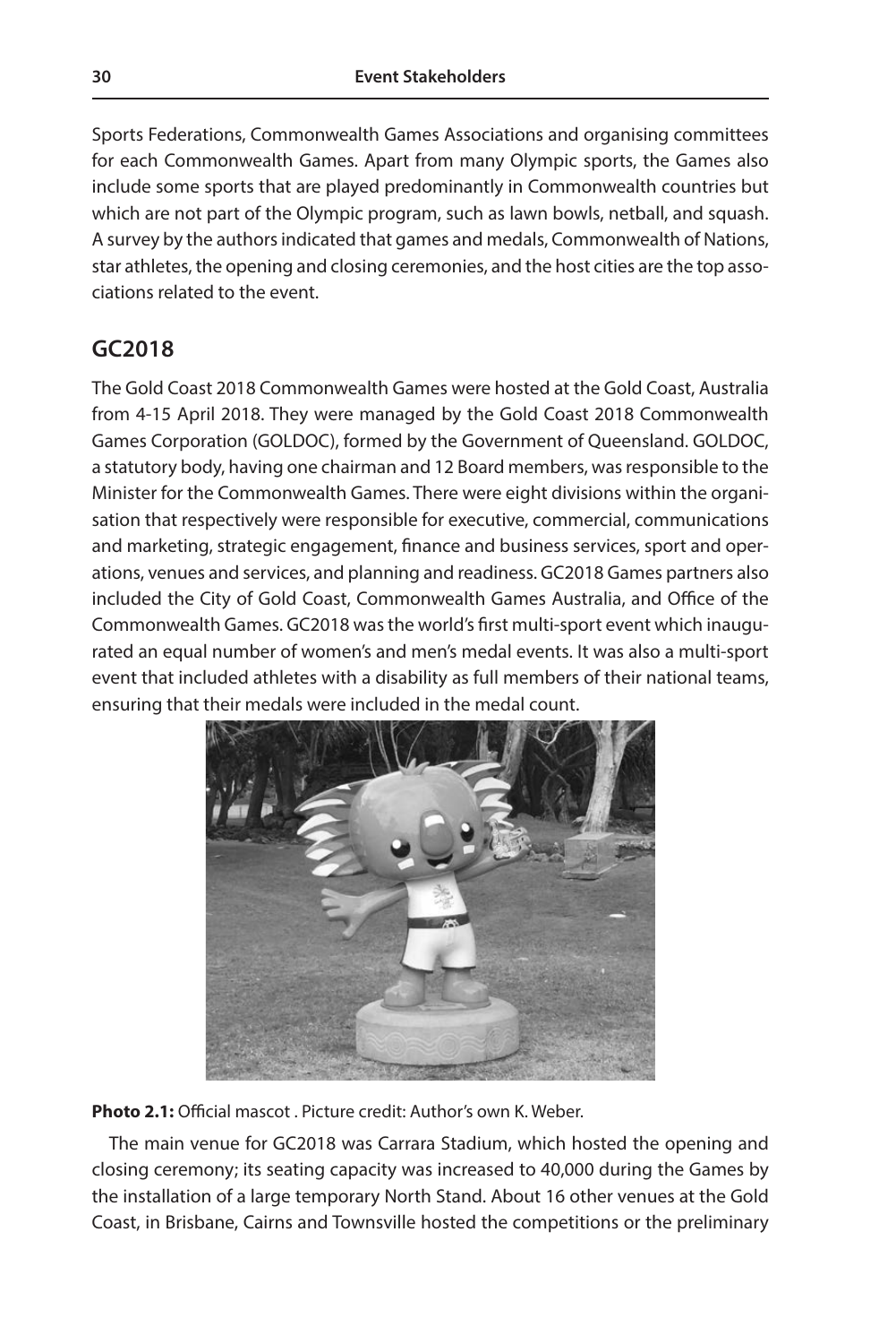Sports Federations, Commonwealth Games Associations and organising committees for each Commonwealth Games. Apart from many Olympic sports, the Games also include some sports that are played predominantly in Commonwealth countries but which are not part of the Olympic program, such as lawn bowls, netball, and squash. A survey by the authors indicated that games and medals, Commonwealth of Nations, star athletes, the opening and closing ceremonies, and the host cities are the top associations related to the event.

## GC2018

The Gold Coast 2018 Commonwealth Games were hosted at the Gold Coast, Australia from 4-15 April 2018. They were managed by the Gold Coast 2018 Commonwealth Games Corporation (GOLDOC), formed by the Government of Queensland. GOLDOC, a statutory body, having one chairman and 12 Board members, was responsible to the Minister for the Commonwealth Games. There were eight divisions within the organisation that respectively were responsible for executive, commercial, communications and marketing, strategic engagement, finance and business services, sport and operations, venues and services, and planning and readiness. GC2018 Games partners also included the City of Gold Coast, Commonwealth Games Australia, and Office of the Commonwealth Games. GC2018 was the world's first multi-sport event which inaugurated an equal number of women's and men's medal events. It was also a multi-sport event that included athletes with a disability as full members of their national teams, ensuring that their medals were included in the medal count.

**Photo 2.1:** Official mascot . Picture credit: Author's own K. Weber.

The main venue for GC2018 was Carrara Stadium, which hosted the opening and closing ceremony; its seating capacity was increased to 40,000 during the Games by the installation of a large temporary North Stand. About 16 other venues at the Gold Coast, in Brisbane, Cairns and Townsville hosted the competitions or the preliminary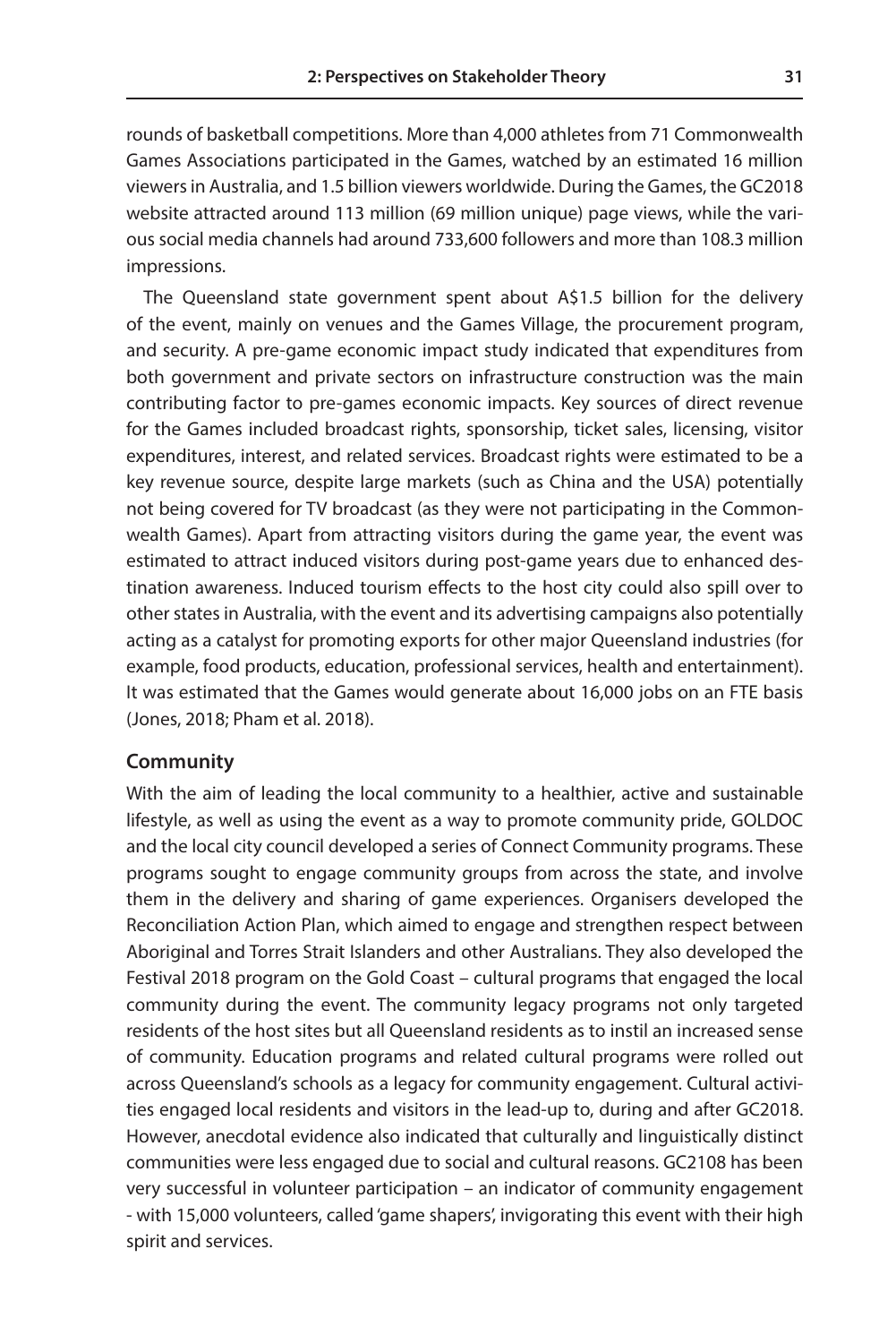rounds of basketball competitions. More than 4,000 athletes from 71 Commonwealth Games Associations participated in the Games, watched by an estimated 16 million viewers in Australia, and 1.5 billion viewers worldwide. During the Games, the GC2018 website attracted around 113 million (69 million unique) page views, while the various social media channels had around 733,600 followers and more than 108.3 million impressions.

The Queensland state government spent about A$1.5 billion for the delivery of the event, mainly on venues and the Games Village, the procurement program, and security. A pre-game economic impact study indicated that expenditures from both government and private sectors on infrastructure construction was the main contributing factor to pre-games economic impacts. Key sources of direct revenue for the Games included broadcast rights, sponsorship, ticket sales, licensing, visitor expenditures, interest, and related services. Broadcast rights were estimated to be a key revenue source, despite large markets (such as China and the USA) potentially not being covered for TV broadcast (as they were not participating in the Commonwealth Games). Apart from attracting visitors during the game year, the event was estimated to attract induced visitors during post-game years due to enhanced destination awareness. Induced tourism effects to the host city could also spill over to other states in Australia, with the event and its advertising campaigns also potentially acting as a catalyst for promoting exports for other major Queensland industries (for example, food products, education, professional services, health and entertainment). It was estimated that the Games would generate about 16,000 jobs on an FTE basis (Jones, 2018; Pham et al. 2018).

### Community

With the aim of leading the local community to a healthier, active and sustainable lifestyle, as well as using the event as a way to promote community pride, GOLDOC and the local city council developed a series of Connect Community programs. These programs sought to engage community groups from across the state, and involve them in the delivery and sharing of game experiences. Organisers developed the Reconciliation Action Plan, which aimed to engage and strengthen respect between Aboriginal and Torres Strait Islanders and other Australians. They also developed the Festival 2018 program on the Gold Coast – cultural programs that engaged the local community during the event. The community legacy programs not only targeted residents of the host sites but all Queensland residents as to instil an increased sense of community. Education programs and related cultural programs were rolled out across Queensland's schools as a legacy for community engagement. Cultural activities engaged local residents and visitors in the lead-up to, during and after GC2018. However, anecdotal evidence also indicated that culturally and linguistically distinct communities were less engaged due to social and cultural reasons. GC2108 has been very successful in volunteer participation – an indicator of community engagement - with 15,000 volunteers, called 'game shapers', invigorating this event with their high spirit and services.